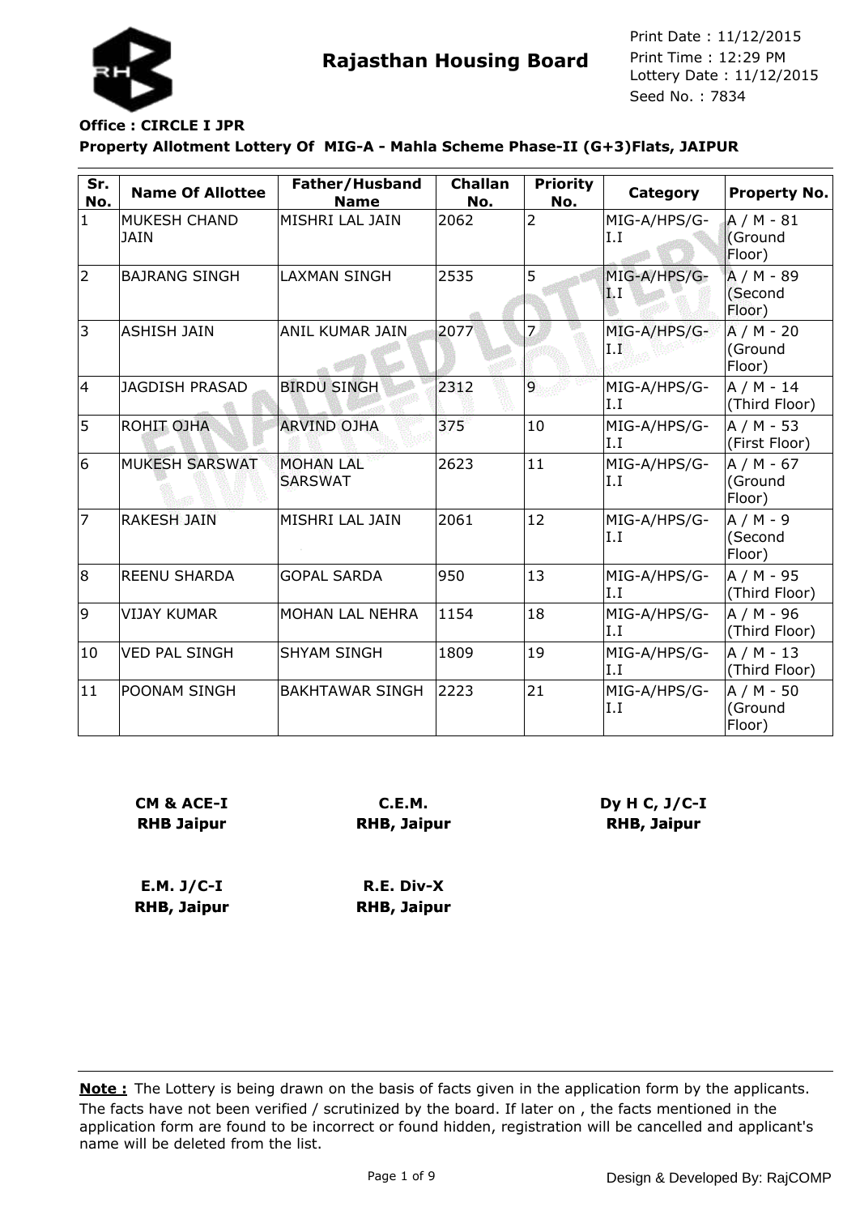**Rajasthan Housing Board**

Print Date : 11/12/2015
Print Time : 12:29 PM
Lottery Date : 11/12/2015
Seed No. : 7834

**Office : CIRCLE I JPR**

**Property Allotment Lottery Of MIG-A - Mahla Scheme Phase-II (G+3)Flats, JAIPUR**

| Sr. No. | Name Of Allottee | Father/Husband Name | Challan No. | Priority No. | Category | Property No. |
|---|---|---|---|---|---|---|
| 1 | MUKESH CHAND JAIN | MISHRI LAL JAIN | 2062 | 2 | MIG-A/HPS/G-I.I | A / M - 81 (Ground Floor) |
| 2 | BAJRANG SINGH | LAXMAN SINGH | 2535 | 5 | MIG-A/HPS/G-I.I | A / M - 89 (Second Floor) |
| 3 | ASHISH JAIN | ANIL KUMAR JAIN | 2077 | 7 | MIG-A/HPS/G-I.I | A / M - 20 (Ground Floor) |
| 4 | JAGDISH PRASAD | BIRDU SINGH | 2312 | 9 | MIG-A/HPS/G-I.I | A / M - 14 (Third Floor) |
| 5 | ROHIT OJHA | ARVIND OJHA | 375 | 10 | MIG-A/HPS/G-I.I | A / M - 53 (First Floor) |
| 6 | MUKESH SARSWAT | MOHAN LAL SARSWAT | 2623 | 11 | MIG-A/HPS/G-I.I | A / M - 67 (Ground Floor) |
| 7 | RAKESH JAIN | MISHRI LAL JAIN | 2061 | 12 | MIG-A/HPS/G-I.I | A / M - 9 (Second Floor) |
| 8 | REENU SHARDA | GOPAL SARDA | 950 | 13 | MIG-A/HPS/G-I.I | A / M - 95 (Third Floor) |
| 9 | VIJAY KUMAR | MOHAN LAL NEHRA | 1154 | 18 | MIG-A/HPS/G-I.I | A / M - 96 (Third Floor) |
| 10 | VED PAL SINGH | SHYAM SINGH | 1809 | 19 | MIG-A/HPS/G-I.I | A / M - 13 (Third Floor) |
| 11 | POONAM SINGH | BAKHTAWAR SINGH | 2223 | 21 | MIG-A/HPS/G-I.I | A / M - 50 (Ground Floor) |

**CM & ACE-I**
**RHB Jaipur**

**C.E.M.**
**RHB, Jaipur**

**Dy H C, J/C-I**
**RHB, Jaipur**

**E.M. J/C-I**
**RHB, Jaipur**

**R.E. Div-X**
**RHB, Jaipur**

**Note :** The Lottery is being drawn on the basis of facts given in the application form by the applicants. The facts have not been verified / scrutinized by the board. If later on , the facts mentioned in the application form are found to be incorrect or found hidden, registration will be cancelled and applicant's name will be deleted from the list.

Design & Developed By: RajCOMP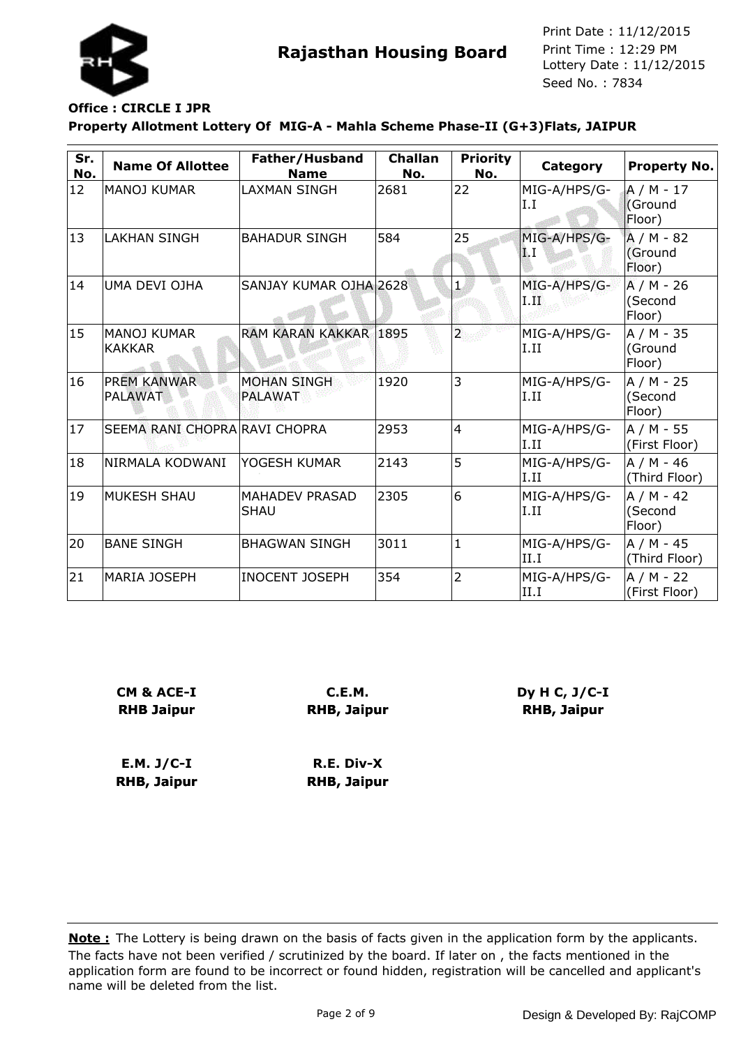**Rajasthan Housing Board**

Print Date : 11/12/2015
Print Time : 12:29 PM
Lottery Date : 11/12/2015
Seed No. : 7834

**Office : CIRCLE I JPR**

**Property Allotment Lottery Of MIG-A - Mahla Scheme Phase-II (G+3)Flats, JAIPUR**

| Sr. No. | Name Of Allottee | Father/Husband Name | Challan No. | Priority No. | Category | Property No. |
|---|---|---|---|---|---|---|
| 12 | MANOJ KUMAR | LAXMAN SINGH | 2681 | 22 | MIG-A/HPS/G-I.I | A / M - 17 (Ground Floor) |
| 13 | LAKHAN SINGH | BAHADUR SINGH | 584 | 25 | MIG-A/HPS/G-I.I | A / M - 82 (Ground Floor) |
| 14 | UMA DEVI OJHA | SANJAY KUMAR OJHA | 2628 | 1 | MIG-A/HPS/G-I.II | A / M - 26 (Second Floor) |
| 15 | MANOJ KUMAR KAKKAR | RAM KARAN KAKKAR | 1895 | 2 | MIG-A/HPS/G-I.II | A / M - 35 (Ground Floor) |
| 16 | PREM KANWAR PALAWAT | MOHAN SINGH PALAWAT | 1920 | 3 | MIG-A/HPS/G-I.II | A / M - 25 (Second Floor) |
| 17 | SEEMA RANI CHOPRA | RAVI CHOPRA | 2953 | 4 | MIG-A/HPS/G-I.II | A / M - 55 (First Floor) |
| 18 | NIRMALA KODWANI | YOGESH KUMAR | 2143 | 5 | MIG-A/HPS/G-I.II | A / M - 46 (Third Floor) |
| 19 | MUKESH SHAU | MAHADEV PRASAD SHAU | 2305 | 6 | MIG-A/HPS/G-I.II | A / M - 42 (Second Floor) |
| 20 | BANE SINGH | BHAGWAN SINGH | 3011 | 1 | MIG-A/HPS/G-II.I | A / M - 45 (Third Floor) |
| 21 | MARIA JOSEPH | INOCENT JOSEPH | 354 | 2 | MIG-A/HPS/G-II.I | A / M - 22 (First Floor) |

**CM & ACE-I**
**RHB Jaipur**

**C.E.M.**
**RHB, Jaipur**

**Dy H C, J/C-I**
**RHB, Jaipur**

**E.M. J/C-I**
**RHB, Jaipur**

**R.E. Div-X**
**RHB, Jaipur**

**Note :** The Lottery is being drawn on the basis of facts given in the application form by the applicants. The facts have not been verified / scrutinized by the board. If later on , the facts mentioned in the application form are found to be incorrect or found hidden, registration will be cancelled and applicant's name will be deleted from the list.

Design & Developed By: RajCOMP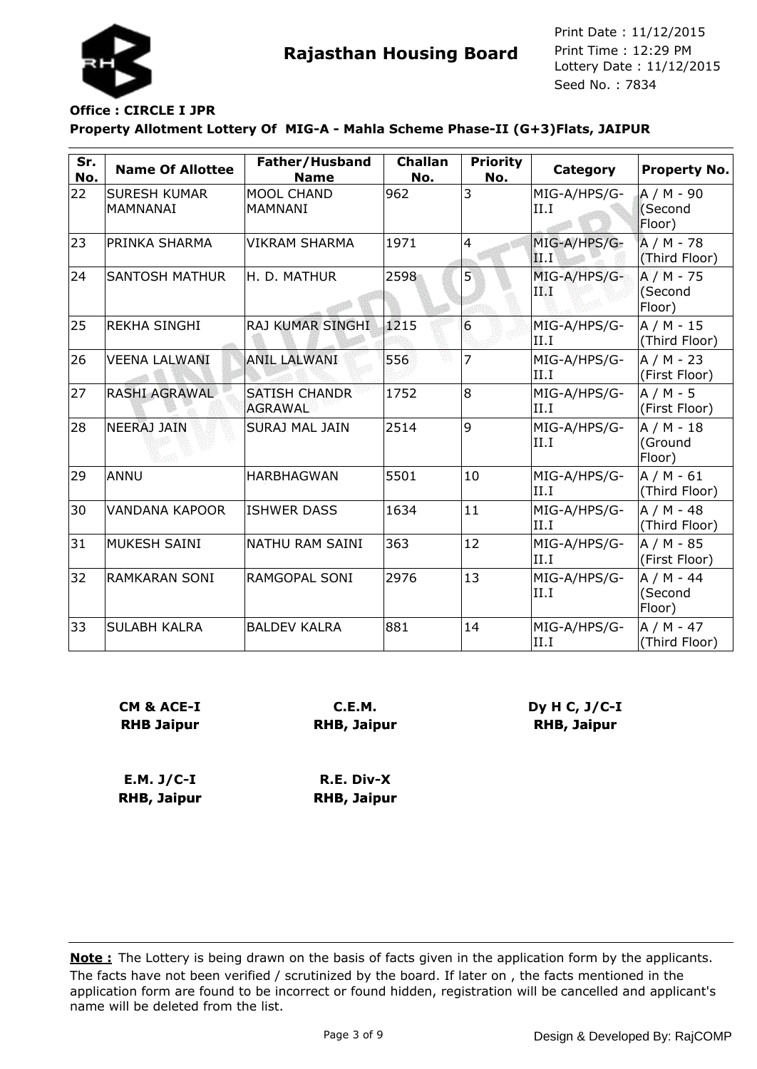# Rajasthan Housing Board

Print Date : 11/12/2015
Print Time : 12:29 PM
Lottery Date : 11/12/2015
Seed No. : 7834

**Office : CIRCLE I JPR**

**Property Allotment Lottery Of MIG-A - Mahla Scheme Phase-II (G+3)Flats, JAIPUR**

| Sr. No. | Name Of Allottee | Father/Husband Name | Challan No. | Priority No. | Category | Property No. |
|---|---|---|---|---|---|---|
| 22 | SURESH KUMAR MAMNANAI | MOOL CHAND MAMNANI | 962 | 3 | MIG-A/HPS/G-II.I | A / M - 90 (Second Floor) |
| 23 | PRINKA SHARMA | VIKRAM SHARMA | 1971 | 4 | MIG-A/HPS/G-II.I | A / M - 78 (Third Floor) |
| 24 | SANTOSH MATHUR | H. D. MATHUR | 2598 | 5 | MIG-A/HPS/G-II.I | A / M - 75 (Second Floor) |
| 25 | REKHA SINGHI | RAJ KUMAR SINGHI | 1215 | 6 | MIG-A/HPS/G-II.I | A / M - 15 (Third Floor) |
| 26 | VEENA LALWANI | ANIL LALWANI | 556 | 7 | MIG-A/HPS/G-II.I | A / M - 23 (First Floor) |
| 27 | RASHI AGRAWAL | SATISH CHANDR AGRAWAL | 1752 | 8 | MIG-A/HPS/G-II.I | A / M - 5 (First Floor) |
| 28 | NEERAJ JAIN | SURAJ MAL JAIN | 2514 | 9 | MIG-A/HPS/G-II.I | A / M - 18 (Ground Floor) |
| 29 | ANNU | HARBHAGWAN | 5501 | 10 | MIG-A/HPS/G-II.I | A / M - 61 (Third Floor) |
| 30 | VANDANA KAPOOR | ISHWER DASS | 1634 | 11 | MIG-A/HPS/G-II.I | A / M - 48 (Third Floor) |
| 31 | MUKESH SAINI | NATHU RAM SAINI | 363 | 12 | MIG-A/HPS/G-II.I | A / M - 85 (First Floor) |
| 32 | RAMKARAN SONI | RAMGOPAL SONI | 2976 | 13 | MIG-A/HPS/G-II.I | A / M - 44 (Second Floor) |
| 33 | SULABH KALRA | BALDEV KALRA | 881 | 14 | MIG-A/HPS/G-II.I | A / M - 47 (Third Floor) |

**CM & ACE-I**
**RHB Jaipur**

**C.E.M.**
**RHB, Jaipur**

**Dy H C, J/C-I**
**RHB, Jaipur**

**E.M. J/C-I**
**RHB, Jaipur**

**R.E. Div-X**
**RHB, Jaipur**

**Note :** The Lottery is being drawn on the basis of facts given in the application form by the applicants. The facts have not been verified / scrutinized by the board. If later on , the facts mentioned in the application form are found to be incorrect or found hidden, registration will be cancelled and applicant's name will be deleted from the list.

Design & Developed By: RajCOMP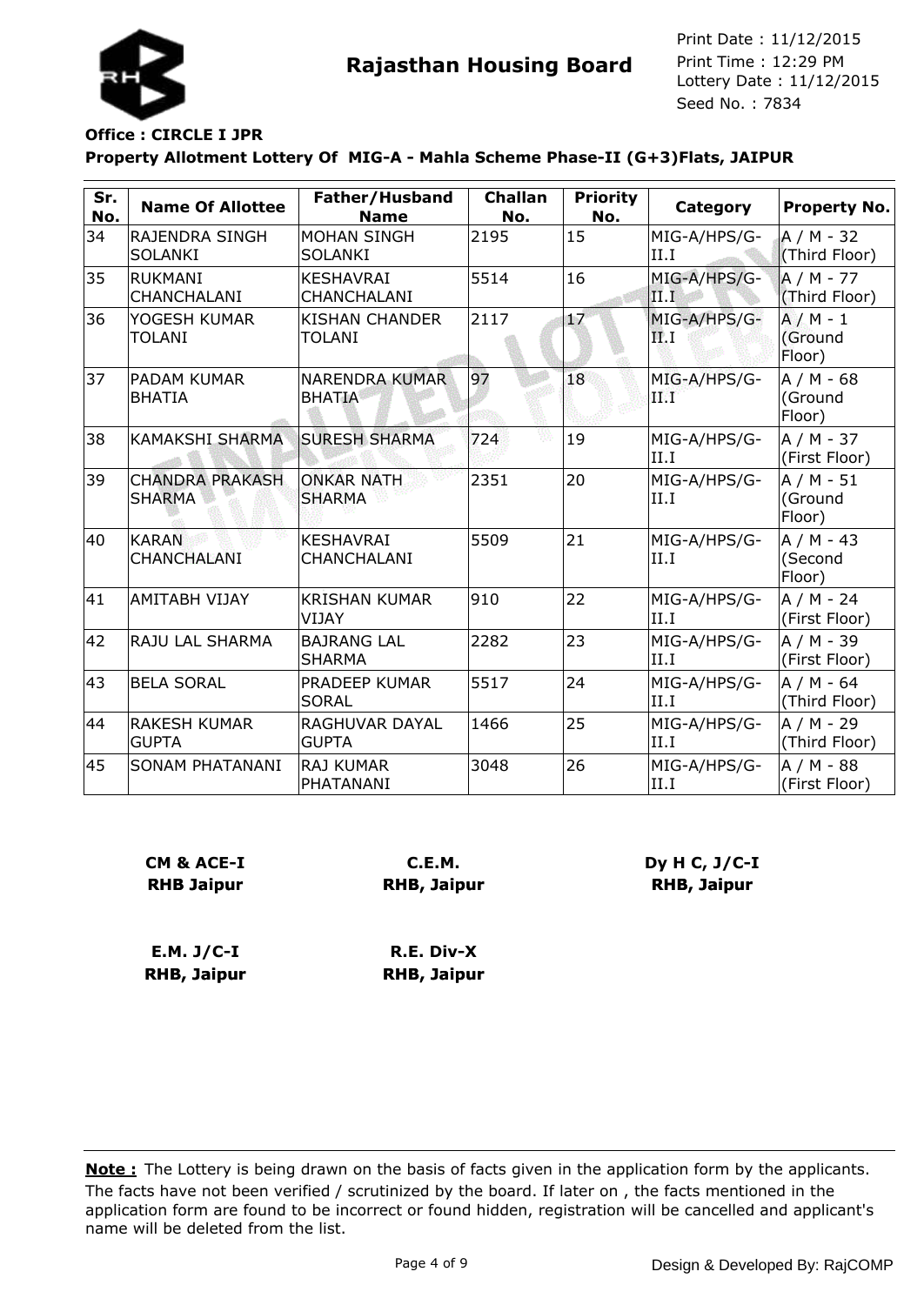Rajasthan Housing Board

Print Date : 11/12/2015
Print Time : 12:29 PM
Lottery Date : 11/12/2015
Seed No. : 7834

**Office : CIRCLE I JPR**

**Property Allotment Lottery Of MIG-A - Mahla Scheme Phase-II (G+3)Flats, JAIPUR**

| Sr. No. | Name Of Allottee | Father/Husband Name | Challan No. | Priority No. | Category | Property No. |
|---|---|---|---|---|---|---|
| 34 | RAJENDRA SINGH SOLANKI | MOHAN SINGH SOLANKI | 2195 | 15 | MIG-A/HPS/G-II.I | A / M - 32 (Third Floor) |
| 35 | RUKMANI CHANCHALANI | KESHAVRAI CHANCHALANI | 5514 | 16 | MIG-A/HPS/G-II.I | A / M - 77 (Third Floor) |
| 36 | YOGESH KUMAR TOLANI | KISHAN CHANDER TOLANI | 2117 | 17 | MIG-A/HPS/G-II.I | A / M - 1 (Ground Floor) |
| 37 | PADAM KUMAR BHATIA | NARENDRA KUMAR BHATIA | 97 | 18 | MIG-A/HPS/G-II.I | A / M - 68 (Ground Floor) |
| 38 | KAMAKSHI SHARMA | SURESH SHARMA | 724 | 19 | MIG-A/HPS/G-II.I | A / M - 37 (First Floor) |
| 39 | CHANDRA PRAKASH SHARMA | ONKAR NATH SHARMA | 2351 | 20 | MIG-A/HPS/G-II.I | A / M - 51 (Ground Floor) |
| 40 | KARAN CHANCHALANI | KESHAVRAI CHANCHALANI | 5509 | 21 | MIG-A/HPS/G-II.I | A / M - 43 (Second Floor) |
| 41 | AMITABH VIJAY | KRISHAN KUMAR VIJAY | 910 | 22 | MIG-A/HPS/G-II.I | A / M - 24 (First Floor) |
| 42 | RAJU LAL SHARMA | BAJRANG LAL SHARMA | 2282 | 23 | MIG-A/HPS/G-II.I | A / M - 39 (First Floor) |
| 43 | BELA SORAL | PRADEEP KUMAR SORAL | 5517 | 24 | MIG-A/HPS/G-II.I | A / M - 64 (Third Floor) |
| 44 | RAKESH KUMAR GUPTA | RAGHUVAR DAYAL GUPTA | 1466 | 25 | MIG-A/HPS/G-II.I | A / M - 29 (Third Floor) |
| 45 | SONAM PHATANANI | RAJ KUMAR PHATANANI | 3048 | 26 | MIG-A/HPS/G-II.I | A / M - 88 (First Floor) |

**CM & ACE-I**
**RHB Jaipur**

**C.E.M.**
**RHB, Jaipur**

**Dy H C, J/C-I**
**RHB, Jaipur**

**E.M. J/C-I**
**RHB, Jaipur**

**R.E. Div-X**
**RHB, Jaipur**

**Note :** The Lottery is being drawn on the basis of facts given in the application form by the applicants. The facts have not been verified / scrutinized by the board. If later on , the facts mentioned in the application form are found to be incorrect or found hidden, registration will be cancelled and applicant's name will be deleted from the list.

Design & Developed By: RajCOMP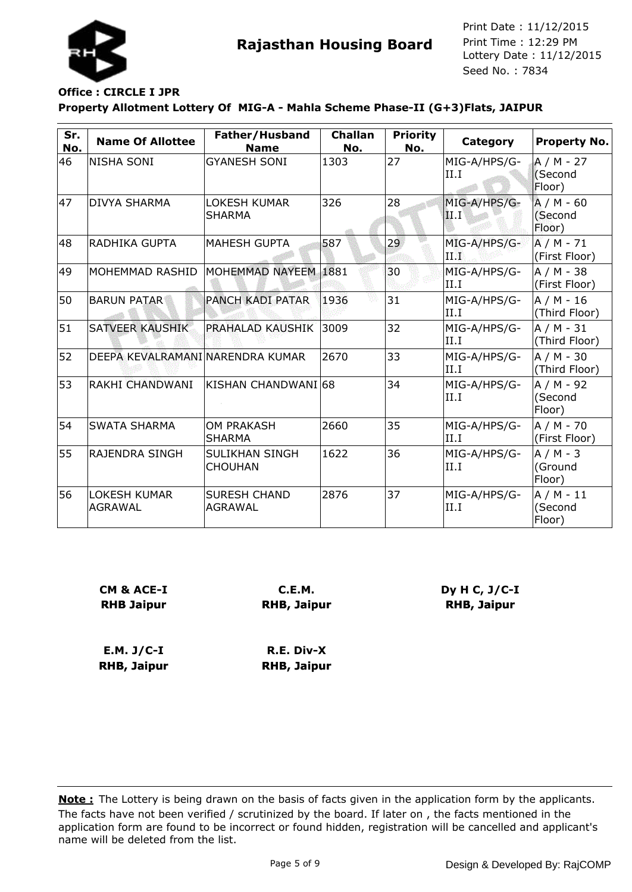**Rajasthan Housing Board**

Print Date : 11/12/2015
Print Time : 12:29 PM
Lottery Date : 11/12/2015
Seed No. : 7834

**Office : CIRCLE I JPR**

**Property Allotment Lottery Of MIG-A - Mahla Scheme Phase-II (G+3)Flats, JAIPUR**

| Sr. No. | Name Of Allottee | Father/Husband Name | Challan No. | Priority No. | Category | Property No. |
|---|---|---|---|---|---|---|
| 46 | NISHA SONI | GYANESH SONI | 1303 | 27 | MIG-A/HPS/G-II.I | A / M - 27 (Second Floor) |
| 47 | DIVYA SHARMA | LOKESH KUMAR SHARMA | 326 | 28 | MIG-A/HPS/G-II.I | A / M - 60 (Second Floor) |
| 48 | RADHIKA GUPTA | MAHESH GUPTA | 587 | 29 | MIG-A/HPS/G-II.I | A / M - 71 (First Floor) |
| 49 | MOHEMMAD RASHID | MOHEMMAD NAYEEM | 1881 | 30 | MIG-A/HPS/G-II.I | A / M - 38 (First Floor) |
| 50 | BARUN PATAR | PANCH KADI PATAR | 1936 | 31 | MIG-A/HPS/G-II.I | A / M - 16 (Third Floor) |
| 51 | SATVEER KAUSHIK | PRAHALAD KAUSHIK | 3009 | 32 | MIG-A/HPS/G-II.I | A / M - 31 (Third Floor) |
| 52 | DEEPA KEVALRAMANI | NARENDRA KUMAR | 2670 | 33 | MIG-A/HPS/G-II.I | A / M - 30 (Third Floor) |
| 53 | RAKHI CHANDWANI | KISHAN CHANDWANI | 68 | 34 | MIG-A/HPS/G-II.I | A / M - 92 (Second Floor) |
| 54 | SWATA SHARMA | OM PRAKASH SHARMA | 2660 | 35 | MIG-A/HPS/G-II.I | A / M - 70 (First Floor) |
| 55 | RAJENDRA SINGH | SULIKHAN SINGH CHOUHAN | 1622 | 36 | MIG-A/HPS/G-II.I | A / M - 3 (Ground Floor) |
| 56 | LOKESH KUMAR AGRAWAL | SURESH CHAND AGRAWAL | 2876 | 37 | MIG-A/HPS/G-II.I | A / M - 11 (Second Floor) |

**CM & ACE-I**
**RHB Jaipur**

**C.E.M.**
**RHB, Jaipur**

**Dy H C, J/C-I**
**RHB, Jaipur**

**E.M. J/C-I**
**RHB, Jaipur**

**R.E. Div-X**
**RHB, Jaipur**

**Note :** The Lottery is being drawn on the basis of facts given in the application form by the applicants. The facts have not been verified / scrutinized by the board. If later on , the facts mentioned in the application form are found to be incorrect or found hidden, registration will be cancelled and applicant's name will be deleted from the list.

Design & Developed By: RajCOMP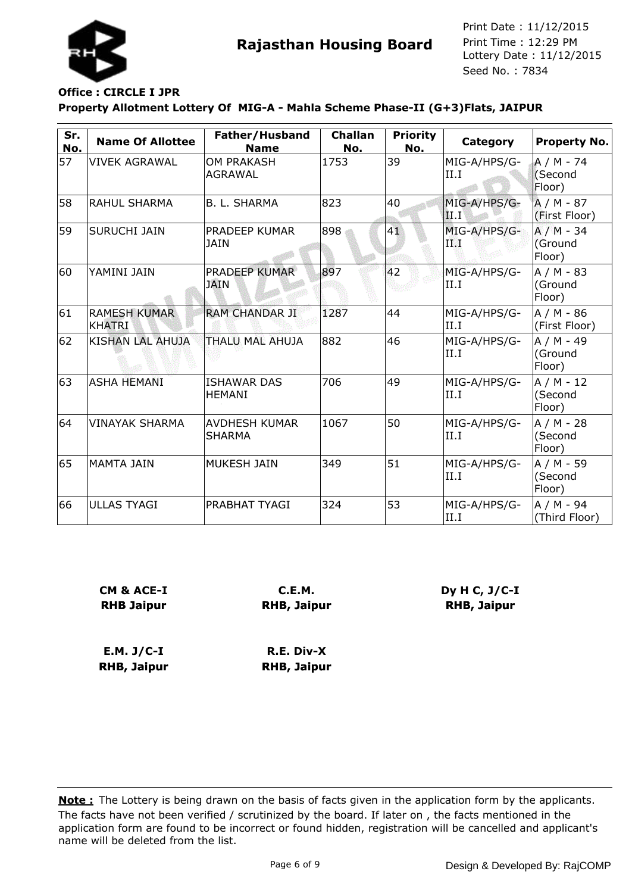**Rajasthan Housing Board**

Print Date : 11/12/2015
Print Time : 12:29 PM
Lottery Date : 11/12/2015
Seed No. : 7834

**Office : CIRCLE I JPR**

**Property Allotment Lottery Of MIG-A - Mahla Scheme Phase-II (G+3)Flats, JAIPUR**

| Sr. No. | Name Of Allottee | Father/Husband Name | Challan No. | Priority No. | Category | Property No. |
|---|---|---|---|---|---|---|
| 57 | VIVEK AGRAWAL | OM PRAKASH AGRAWAL | 1753 | 39 | MIG-A/HPS/G-II.I | A / M - 74 (Second Floor) |
| 58 | RAHUL SHARMA | B. L. SHARMA | 823 | 40 | MIG-A/HPS/G-II.I | A / M - 87 (First Floor) |
| 59 | SURUCHI JAIN | PRADEEP KUMAR JAIN | 898 | 41 | MIG-A/HPS/G-II.I | A / M - 34 (Ground Floor) |
| 60 | YAMINI JAIN | PRADEEP KUMAR JAIN | 897 | 42 | MIG-A/HPS/G-II.I | A / M - 83 (Ground Floor) |
| 61 | RAMESH KUMAR KHATRI | RAM CHANDAR JI | 1287 | 44 | MIG-A/HPS/G-II.I | A / M - 86 (First Floor) |
| 62 | KISHAN LAL AHUJA | THALU MAL AHUJA | 882 | 46 | MIG-A/HPS/G-II.I | A / M - 49 (Ground Floor) |
| 63 | ASHA HEMANI | ISHAWAR DAS HEMANI | 706 | 49 | MIG-A/HPS/G-II.I | A / M - 12 (Second Floor) |
| 64 | VINAYAK SHARMA | AVDHESH KUMAR SHARMA | 1067 | 50 | MIG-A/HPS/G-II.I | A / M - 28 (Second Floor) |
| 65 | MAMTA JAIN | MUKESH JAIN | 349 | 51 | MIG-A/HPS/G-II.I | A / M - 59 (Second Floor) |
| 66 | ULLAS TYAGI | PRABHAT TYAGI | 324 | 53 | MIG-A/HPS/G-II.I | A / M - 94 (Third Floor) |

**CM & ACE-I**
**RHB Jaipur**

**C.E.M.**
**RHB, Jaipur**

**Dy H C, J/C-I**
**RHB, Jaipur**

**E.M. J/C-I**
**RHB, Jaipur**

**R.E. Div-X**
**RHB, Jaipur**

**Note :** The Lottery is being drawn on the basis of facts given in the application form by the applicants. The facts have not been verified / scrutinized by the board. If later on , the facts mentioned in the application form are found to be incorrect or found hidden, registration will be cancelled and applicant's name will be deleted from the list.

Design & Developed By: RajCOMP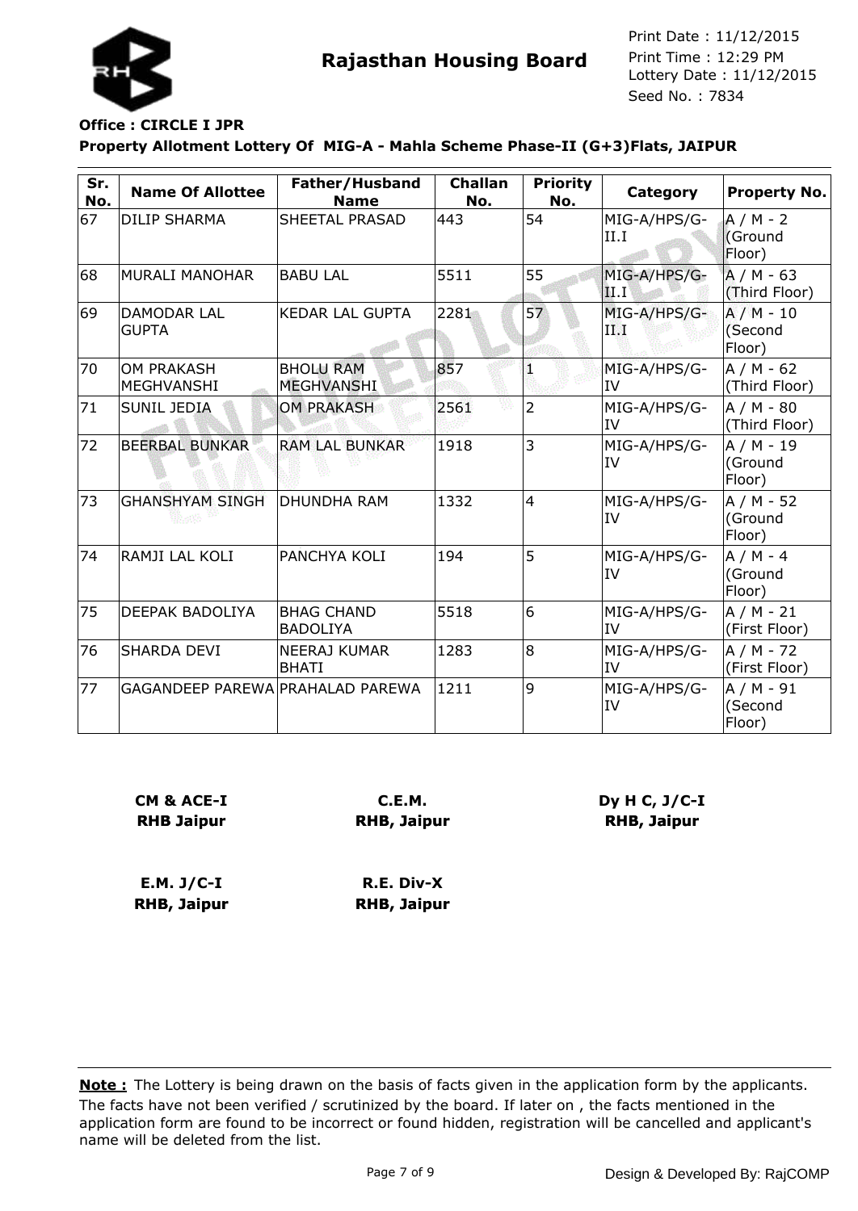# Rajasthan Housing Board

Print Date : 11/12/2015
Print Time : 12:29 PM
Lottery Date : 11/12/2015
Seed No. : 7834

**Office : CIRCLE I JPR**

**Property Allotment Lottery Of MIG-A - Mahla Scheme Phase-II (G+3)Flats, JAIPUR**

| Sr. No. | Name Of Allottee | Father/Husband Name | Challan No. | Priority No. | Category | Property No. |
|---|---|---|---|---|---|---|
| 67 | DILIP SHARMA | SHEETAL PRASAD | 443 | 54 | MIG-A/HPS/G-II.I | A / M - 2 (Ground Floor) |
| 68 | MURALI MANOHAR | BABU LAL | 5511 | 55 | MIG-A/HPS/G-II.I | A / M - 63 (Third Floor) |
| 69 | DAMODAR LAL GUPTA | KEDAR LAL GUPTA | 2281 | 57 | MIG-A/HPS/G-II.I | A / M - 10 (Second Floor) |
| 70 | OM PRAKASH MEGHVANSHI | BHOLU RAM MEGHVANSHI | 857 | 1 | MIG-A/HPS/G-IV | A / M - 62 (Third Floor) |
| 71 | SUNIL JEDIA | OM PRAKASH | 2561 | 2 | MIG-A/HPS/G-IV | A / M - 80 (Third Floor) |
| 72 | BEERBAL BUNKAR | RAM LAL BUNKAR | 1918 | 3 | MIG-A/HPS/G-IV | A / M - 19 (Ground Floor) |
| 73 | GHANSHYAM SINGH | DHUNDHA RAM | 1332 | 4 | MIG-A/HPS/G-IV | A / M - 52 (Ground Floor) |
| 74 | RAMJI LAL KOLI | PANCHYA KOLI | 194 | 5 | MIG-A/HPS/G-IV | A / M - 4 (Ground Floor) |
| 75 | DEEPAK BADOLIYA | BHAG CHAND BADOLIYA | 5518 | 6 | MIG-A/HPS/G-IV | A / M - 21 (First Floor) |
| 76 | SHARDA DEVI | NEERAJ KUMAR BHATI | 1283 | 8 | MIG-A/HPS/G-IV | A / M - 72 (First Floor) |
| 77 | GAGANDEEP PAREWA | PRAHALAD PAREWA | 1211 | 9 | MIG-A/HPS/G-IV | A / M - 91 (Second Floor) |

**CM & ACE-I**
**RHB Jaipur**

**C.E.M.**
**RHB, Jaipur**

**Dy H C, J/C-I**
**RHB, Jaipur**

**E.M. J/C-I**
**RHB, Jaipur**

**R.E. Div-X**
**RHB, Jaipur**

**Note :** The Lottery is being drawn on the basis of facts given in the application form by the applicants. The facts have not been verified / scrutinized by the board. If later on , the facts mentioned in the application form are found to be incorrect or found hidden, registration will be cancelled and applicant's name will be deleted from the list.

Design & Developed By: RajCOMP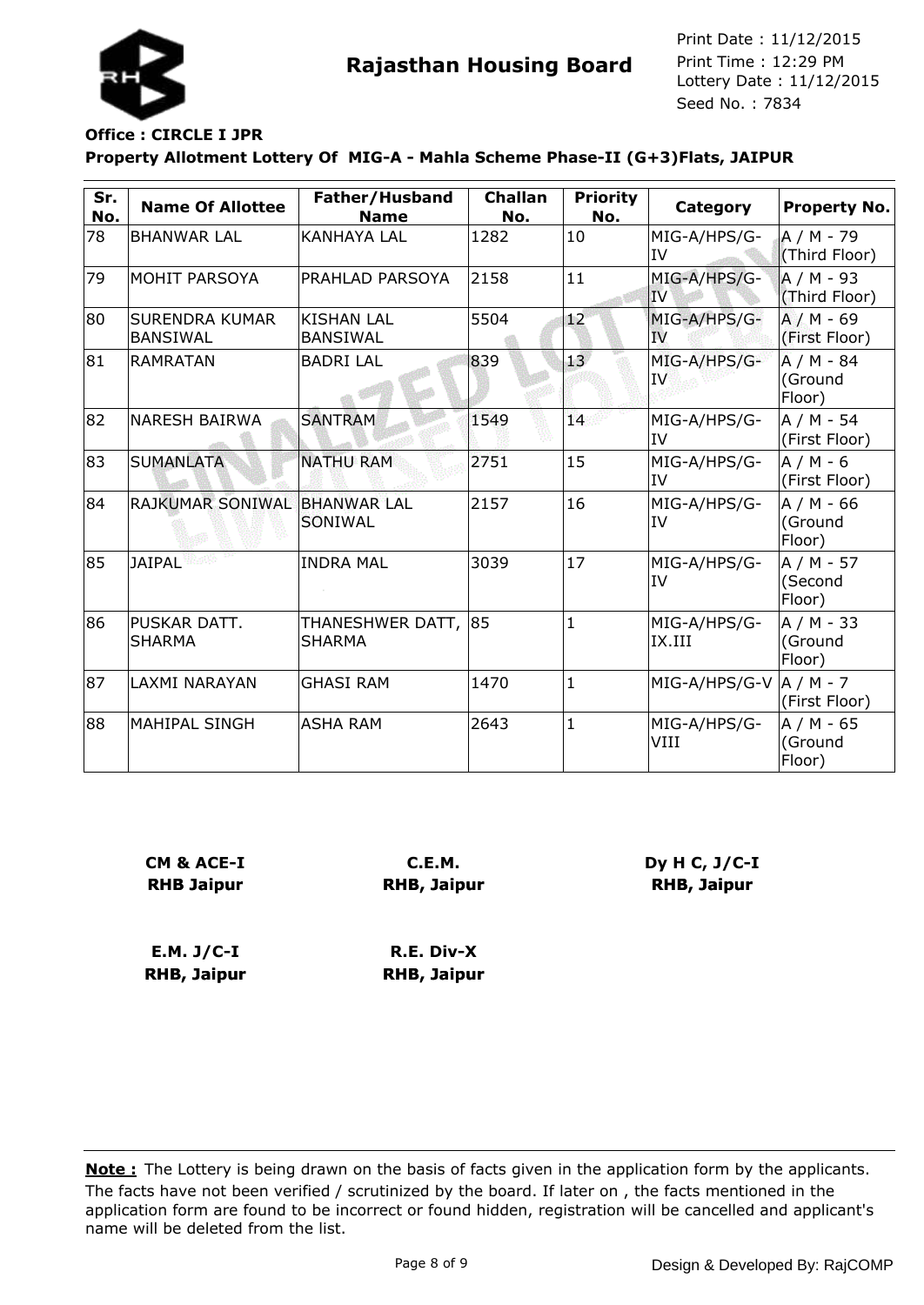# Rajasthan Housing Board

Print Date : 11/12/2015
Print Time : 12:29 PM
Lottery Date : 11/12/2015
Seed No. : 7834

**Office : CIRCLE I JPR**

**Property Allotment Lottery Of MIG-A - Mahla Scheme Phase-II (G+3)Flats, JAIPUR**

| Sr. No. | Name Of Allottee | Father/Husband Name | Challan No. | Priority No. | Category | Property No. |
|---|---|---|---|---|---|---|
| 78 | BHANWAR LAL | KANHAYA LAL | 1282 | 10 | MIG-A/HPS/G-IV | A / M - 79 (Third Floor) |
| 79 | MOHIT PARSOYA | PRAHLAD PARSOYA | 2158 | 11 | MIG-A/HPS/G-IV | A / M - 93 (Third Floor) |
| 80 | SURENDRA KUMAR BANSIWAL | KISHAN LAL BANSIWAL | 5504 | 12 | MIG-A/HPS/G-IV | A / M - 69 (First Floor) |
| 81 | RAMRATAN | BADRI LAL | 839 | 13 | MIG-A/HPS/G-IV | A / M - 84 (Ground Floor) |
| 82 | NARESH BAIRWA | SANTRAM | 1549 | 14 | MIG-A/HPS/G-IV | A / M - 54 (First Floor) |
| 83 | SUMANLATA | NATHU RAM | 2751 | 15 | MIG-A/HPS/G-IV | A / M - 6 (First Floor) |
| 84 | RAJKUMAR SONIWAL | BHANWAR LAL SONIWAL | 2157 | 16 | MIG-A/HPS/G-IV | A / M - 66 (Ground Floor) |
| 85 | JAIPAL | INDRA MAL | 3039 | 17 | MIG-A/HPS/G-IV | A / M - 57 (Second Floor) |
| 86 | PUSKAR DATT. SHARMA | THANESHWER DATT, SHARMA | 85 | 1 | MIG-A/HPS/G-IX.III | A / M - 33 (Ground Floor) |
| 87 | LAXMI NARAYAN | GHASI RAM | 1470 | 1 | MIG-A/HPS/G-V | A / M - 7 (First Floor) |
| 88 | MAHIPAL SINGH | ASHA RAM | 2643 | 1 | MIG-A/HPS/G-VIII | A / M - 65 (Ground Floor) |

**CM & ACE-I**
**RHB Jaipur**

**C.E.M.**
**RHB, Jaipur**

**Dy H C, J/C-I**
**RHB, Jaipur**

**E.M. J/C-I**
**RHB, Jaipur**

**R.E. Div-X**
**RHB, Jaipur**

**Note :** The Lottery is being drawn on the basis of facts given in the application form by the applicants. The facts have not been verified / scrutinized by the board. If later on , the facts mentioned in the application form are found to be incorrect or found hidden, registration will be cancelled and applicant's name will be deleted from the list.

Design & Developed By: RajCOMP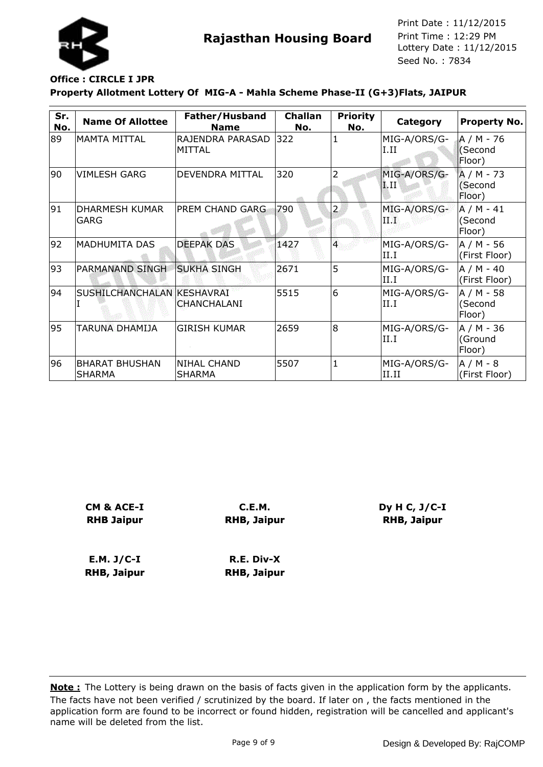# Rajasthan Housing Board

Print Date : 11/12/2015
Print Time : 12:29 PM
Lottery Date : 11/12/2015
Seed No. : 7834

**Office : CIRCLE I JPR**

**Property Allotment Lottery Of MIG-A - Mahla Scheme Phase-II (G+3)Flats, JAIPUR**

| Sr. No. | Name Of Allottee | Father/Husband Name | Challan No. | Priority No. | Category | Property No. |
|---|---|---|---|---|---|---|
| 89 | MAMTA MITTAL | RAJENDRA PARASAD MITTAL | 322 | 1 | MIG-A/ORS/G-I.II | A / M - 76 (Second Floor) |
| 90 | VIMLESH GARG | DEVENDRA MITTAL | 320 | 2 | MIG-A/ORS/G-I.II | A / M - 73 (Second Floor) |
| 91 | DHARMESH KUMAR GARG | PREM CHAND GARG | 790 | 2 | MIG-A/ORS/G-II.I | A / M - 41 (Second Floor) |
| 92 | MADHUMITA DAS | DEEPAK DAS | 1427 | 4 | MIG-A/ORS/G-II.I | A / M - 56 (First Floor) |
| 93 | PARMANAND SINGH | SUKHA SINGH | 2671 | 5 | MIG-A/ORS/G-II.I | A / M - 40 (First Floor) |
| 94 | SUSHILCHANCHALANI | KESHAVRAI CHANCHALANI | 5515 | 6 | MIG-A/ORS/G-II.I | A / M - 58 (Second Floor) |
| 95 | TARUNA DHAMIJA | GIRISH KUMAR | 2659 | 8 | MIG-A/ORS/G-II.I | A / M - 36 (Ground Floor) |
| 96 | BHARAT BHUSHAN SHARMA | NIHAL CHAND SHARMA | 5507 | 1 | MIG-A/ORS/G-II.II | A / M - 8 (First Floor) |

**CM & ACE-I**
**RHB Jaipur**

**C.E.M.**
**RHB, Jaipur**

**Dy H C, J/C-I**
**RHB, Jaipur**

**E.M. J/C-I**
**RHB, Jaipur**

**R.E. Div-X**
**RHB, Jaipur**

**Note :** The Lottery is being drawn on the basis of facts given in the application form by the applicants. The facts have not been verified / scrutinized by the board. If later on , the facts mentioned in the application form are found to be incorrect or found hidden, registration will be cancelled and applicant's name will be deleted from the list.

Design & Developed By: RajCOMP